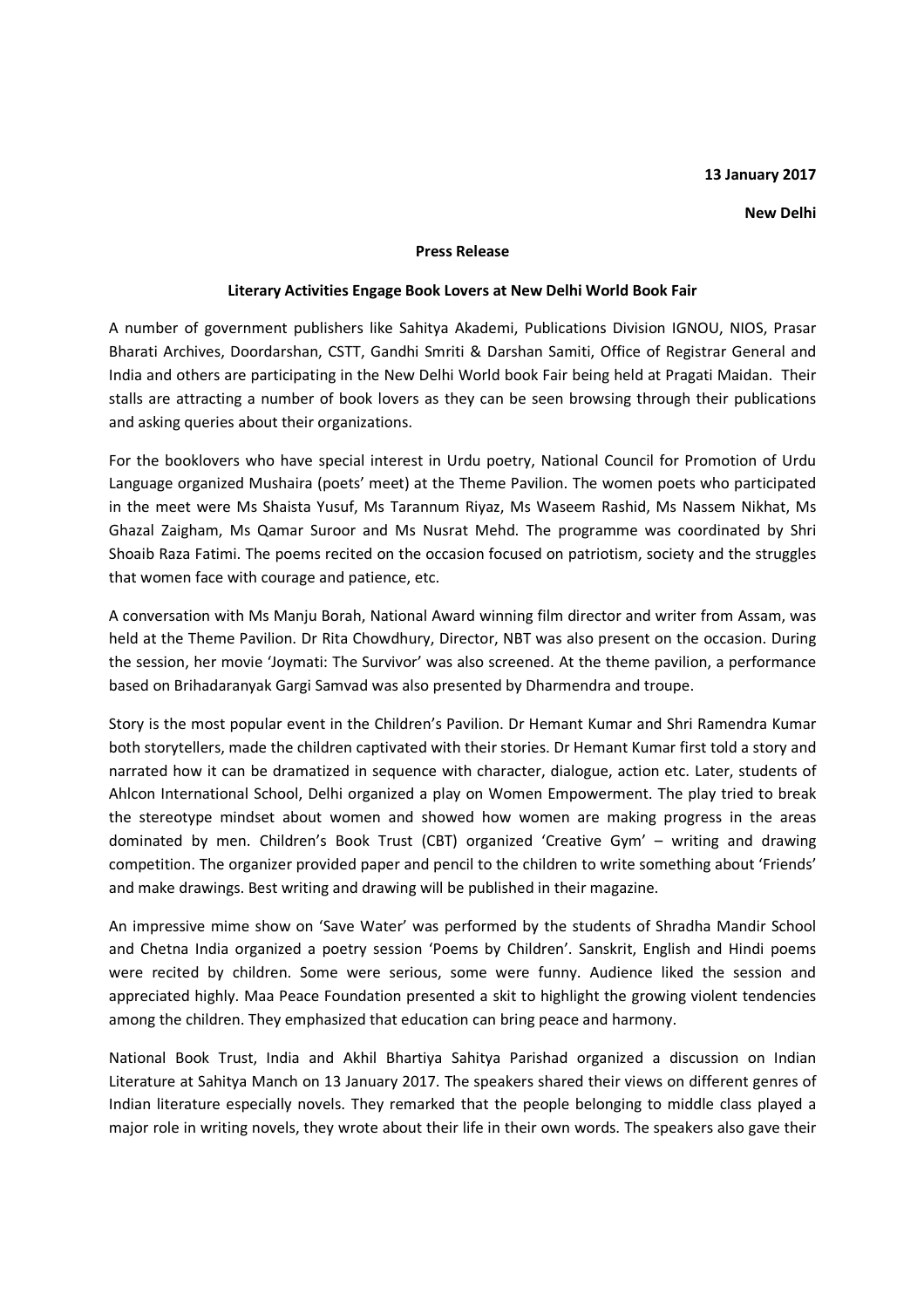**13 January 2017**

**New Delhi**

**Press Release**

**Literary Activities Engage Book Lovers at New Delhi World Book Fair**

A number of government publishers like Sahitya Akademi, Publications Division IGNOU, NIOS, Prasar Bharati Archives, Doordarshan, CSTT, Gandhi Smriti & Darshan Samiti, Office of Registrar General and India and others are participating in the New Delhi World book Fair being held at Pragati Maidan. Their stalls are attracting a number of book lovers as they can be seen browsing through their publications and asking queries about their organizations.

For the booklovers who have special interest in Urdu poetry, National Council for Promotion of Urdu Language organized Mushaira (poets' meet) at the Theme Pavilion. The women poets who participated in the meet were Ms Shaista Yusuf, Ms Tarannum Riyaz, Ms Waseem Rashid, Ms Nassem Nikhat, Ms Ghazal Zaigham, Ms Qamar Suroor and Ms Nusrat Mehd. The programme was coordinated by Shri Shoaib Raza Fatimi. The poems recited on the occasion focused on patriotism, society and the struggles that women face with courage and patience, etc.

A conversation with Ms Manju Borah, National Award winning film director and writer from Assam, was held at the Theme Pavilion. Dr Rita Chowdhury, Director, NBT was also present on the occasion. During the session, her movie 'Joymati: The Survivor' was also screened. At the theme pavilion, a performance based on Brihadaranyak Gargi Samvad was also presented by Dharmendra and troupe.

Story is the most popular event in the Children's Pavilion. Dr Hemant Kumar and Shri Ramendra Kumar both storytellers, made the children captivated with their stories. Dr Hemant Kumar first told a story and narrated how it can be dramatized in sequence with character, dialogue, action etc. Later, students of Ahlcon International School, Delhi organized a play on Women Empowerment. The play tried to break the stereotype mindset about women and showed how women are making progress in the areas dominated by men. Children's Book Trust (CBT) organized 'Creative Gym' – writing and drawing competition. The organizer provided paper and pencil to the children to write something about 'Friends' and make drawings. Best writing and drawing will be published in their magazine.

An impressive mime show on 'Save Water' was performed by the students of Shradha Mandir School and Chetna India organized a poetry session 'Poems by Children'. Sanskrit, English and Hindi poems were recited by children. Some were serious, some were funny. Audience liked the session and appreciated highly. Maa Peace Foundation presented a skit to highlight the growing violent tendencies among the children. They emphasized that education can bring peace and harmony.

National Book Trust, India and Akhil Bhartiya Sahitya Parishad organized a discussion on Indian Literature at Sahitya Manch on 13 January 2017. The speakers shared their views on different genres of Indian literature especially novels. They remarked that the people belonging to middle class played a major role in writing novels, they wrote about their life in their own words. The speakers also gave their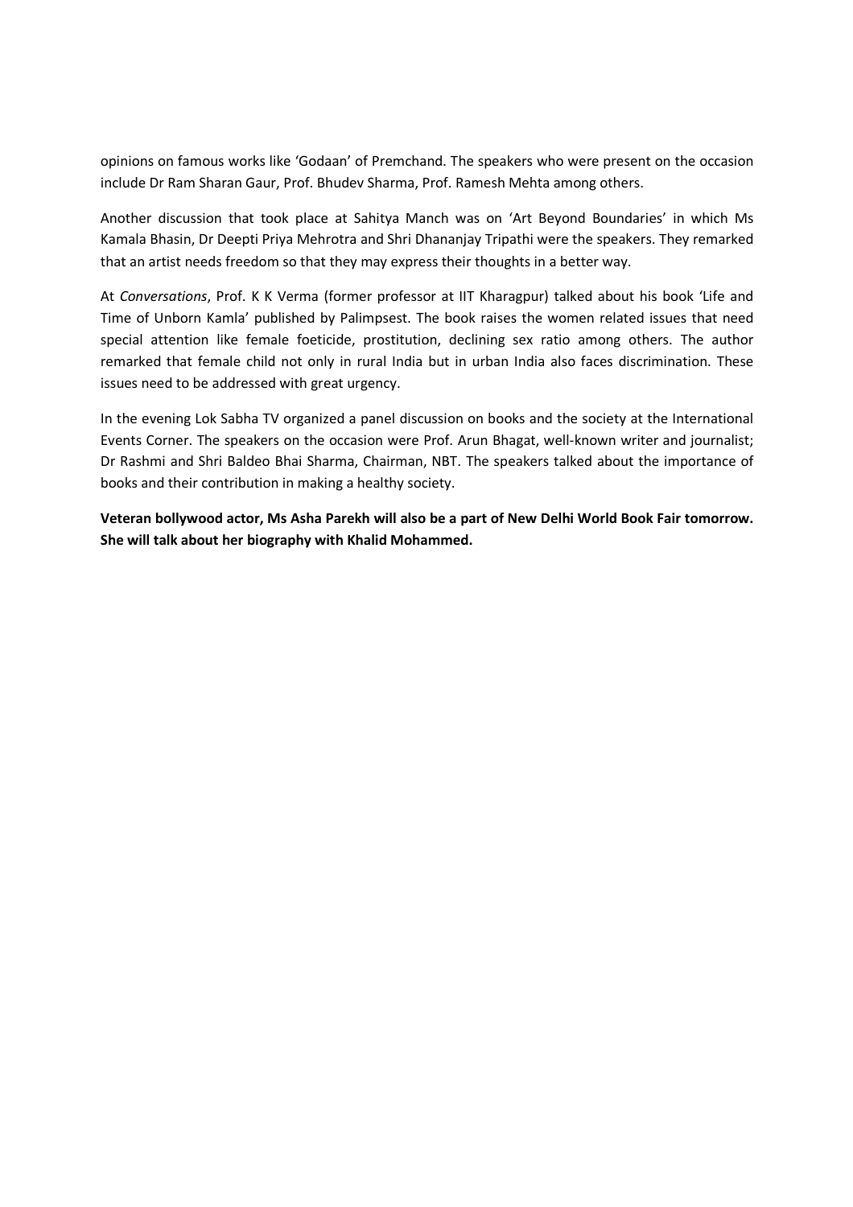opinions on famous works like 'Godaan' of Premchand. The speakers who were present on the occasion include Dr Ram Sharan Gaur, Prof. Bhudev Sharma, Prof. Ramesh Mehta among others.

Another discussion that took place at Sahitya Manch was on 'Art Beyond Boundaries' in which Ms Kamala Bhasin, Dr Deepti Priya Mehrotra and Shri Dhananjay Tripathi were the speakers. They remarked that an artist needs freedom so that they may express their thoughts in a better way.

At *Conversations*, Prof. K K Verma (former professor at IIT Kharagpur) talked about his book 'Life and Time of Unborn Kamla' published by Palimpsest. The book raises the women related issues that need special attention like female foeticide, prostitution, declining sex ratio among others. The author remarked that female child not only in rural India but in urban India also faces discrimination. These issues need to be addressed with great urgency.

In the evening Lok Sabha TV organized a panel discussion on books and the society at the International Events Corner. The speakers on the occasion were Prof. Arun Bhagat, well-known writer and journalist; Dr Rashmi and Shri Baldeo Bhai Sharma, Chairman, NBT. The speakers talked about the importance of books and their contribution in making a healthy society.

**Veteran bollywood actor, Ms Asha Parekh will also be a part of New Delhi World Book Fair tomorrow. She will talk about her biography with Khalid Mohammed.**